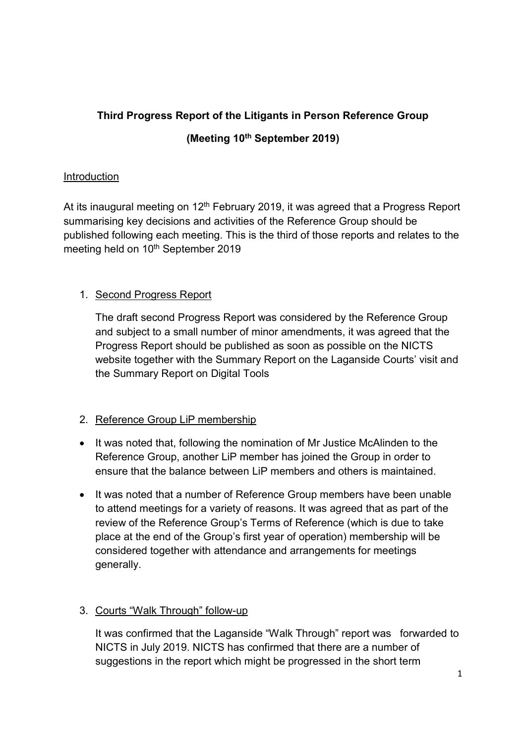**Third Progress Report of the Litigants in Person Reference Group**

**(Meeting 10th September 2019)**

Introduction

At its inaugural meeting on 12th February 2019, it was agreed that a Progress Report summarising key decisions and activities of the Reference Group should be published following each meeting. This is the third of those reports and relates to the meeting held on 10th September 2019

1. Second Progress Report

   The draft second Progress Report was considered by the Reference Group and subject to a small number of minor amendments, it was agreed that the Progress Report should be published as soon as possible on the NICTS website together with the Summary Report on the Laganside Courts' visit and the Summary Report on Digital Tools

2. Reference Group LiP membership

- It was noted that, following the nomination of Mr Justice McAlinden to the Reference Group, another LiP member has joined the Group in order to ensure that the balance between LiP members and others is maintained.
- It was noted that a number of Reference Group members have been unable to attend meetings for a variety of reasons. It was agreed that as part of the review of the Reference Group's Terms of Reference (which is due to take place at the end of the Group's first year of operation) membership will be considered together with attendance and arrangements for meetings generally.

3. Courts "Walk Through" follow-up

   It was confirmed that the Laganside "Walk Through" report was forwarded to NICTS in July 2019. NICTS has confirmed that there are a number of suggestions in the report which might be progressed in the short term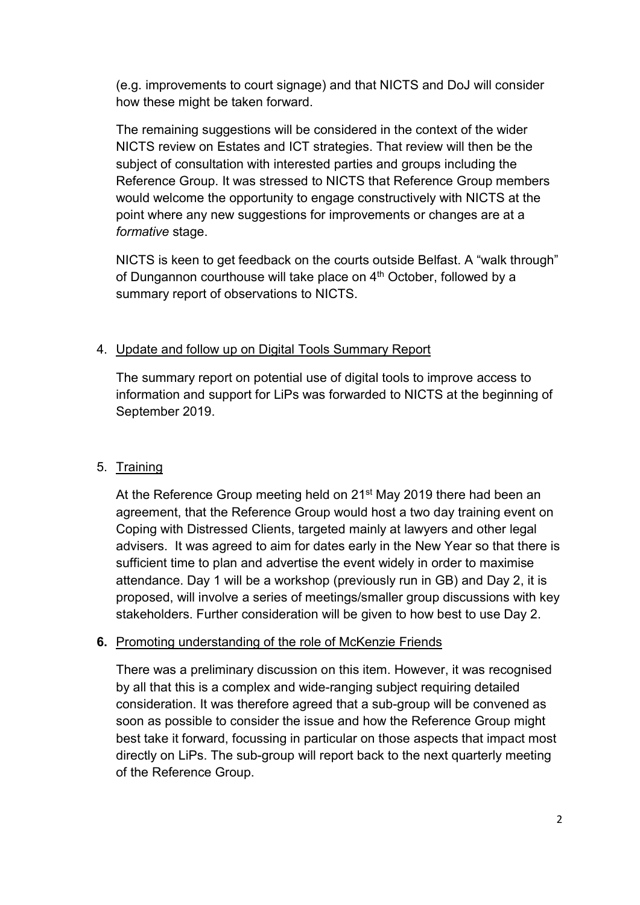(e.g. improvements to court signage) and that NICTS and DoJ will consider how these might be taken forward.

The remaining suggestions will be considered in the context of the wider NICTS review on Estates and ICT strategies. That review will then be the subject of consultation with interested parties and groups including the Reference Group. It was stressed to NICTS that Reference Group members would welcome the opportunity to engage constructively with NICTS at the point where any new suggestions for improvements or changes are at a *formative* stage.

NICTS is keen to get feedback on the courts outside Belfast. A "walk through" of Dungannon courthouse will take place on 4th October, followed by a summary report of observations to NICTS.

4. <u>Update and follow up on Digital Tools Summary Report</u>

The summary report on potential use of digital tools to improve access to information and support for LiPs was forwarded to NICTS at the beginning of September 2019.

5. <u>Training</u>

At the Reference Group meeting held on 21st May 2019 there had been an agreement, that the Reference Group would host a two day training event on Coping with Distressed Clients, targeted mainly at lawyers and other legal advisers. It was agreed to aim for dates early in the New Year so that there is sufficient time to plan and advertise the event widely in order to maximise attendance. Day 1 will be a workshop (previously run in GB) and Day 2, it is proposed, will involve a series of meetings/smaller group discussions with key stakeholders. Further consideration will be given to how best to use Day 2.

**6.** <u>Promoting understanding of the role of McKenzie Friends</u>

There was a preliminary discussion on this item. However, it was recognised by all that this is a complex and wide-ranging subject requiring detailed consideration. It was therefore agreed that a sub-group will be convened as soon as possible to consider the issue and how the Reference Group might best take it forward, focussing in particular on those aspects that impact most directly on LiPs. The sub-group will report back to the next quarterly meeting of the Reference Group.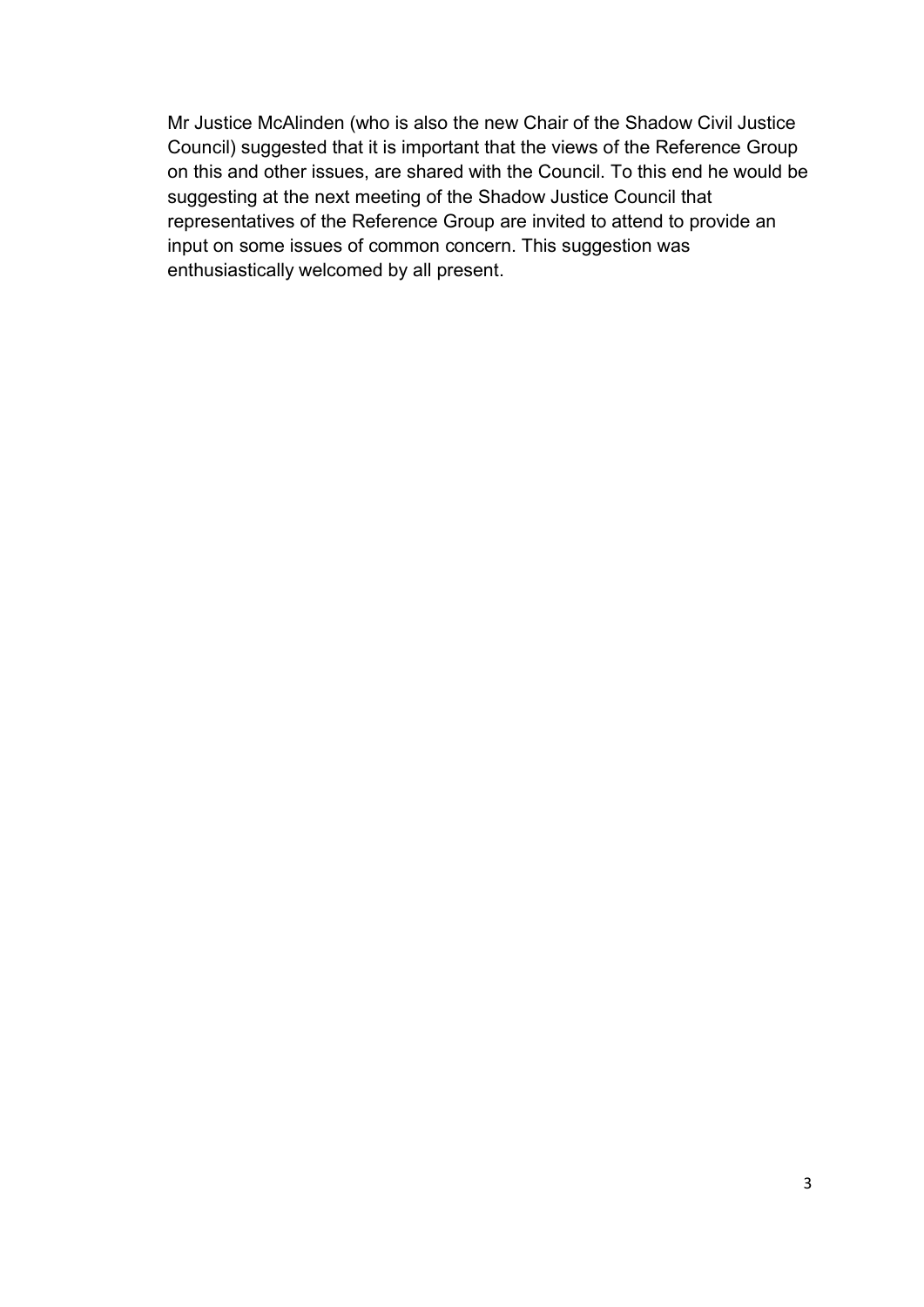Mr Justice McAlinden (who is also the new Chair of the Shadow Civil Justice Council) suggested that it is important that the views of the Reference Group on this and other issues, are shared with the Council. To this end he would be suggesting at the next meeting of the Shadow Justice Council that representatives of the Reference Group are invited to attend to provide an input on some issues of common concern. This suggestion was enthusiastically welcomed by all present.